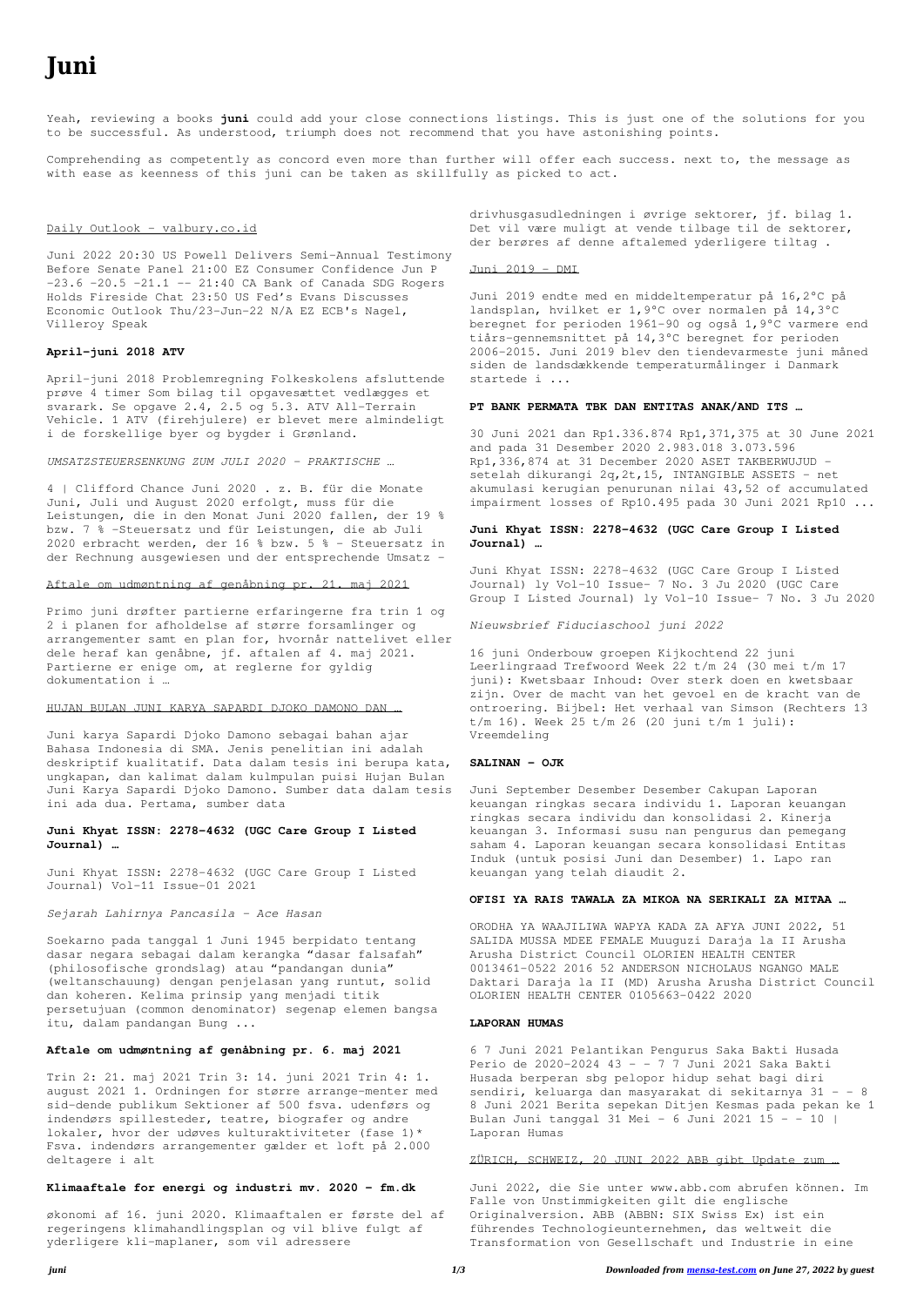# Juni

Yeah, reviewing a books **juni** could add your close connections listings. This is just one of the solutions for you to be successful. As understood, triumph does not recommend that you have astonishing points.

Comprehending as competently as concord even more than further will offer each success. next to, the message as with ease as keenness of this juni can be taken as skillfully as picked to act.

Daily Outlook - valbury.co.id

Juni 2022 20:30 US Powell Delivers Semi-Annual Testimony Before Senate Panel 21:00 EZ Consumer Confidence Jun P -23.6 -20.5 -21.1 -- 21:40 CA Bank of Canada SDG Rogers Holds Fireside Chat 23:50 US Fed's Evans Discusses Economic Outlook Thu/23-Jun-22 N/A EZ ECB's Nagel, Villeroy Speak

### April-juni 2018 ATV

April-juni 2018 Problemregning Folkeskolens afsluttende prøve 4 timer Som bilag til opgavesættet vedlægges et svarark. Se opgave 2.4, 2.5 og 5.3. ATV All-Terrain Vehicle. 1 ATV (firehjulere) er blevet mere almindeligt i de forskellige byer og bygder i Grønland.

*UMSATZSTEUERSENKUNG ZUM JULI 2020 - PRAKTISCHE …*

4 | Clifford Chance Juni 2020 . z. B. für die Monate Juni, Juli und August 2020 erfolgt, muss für die Leistungen, die in den Monat Juni 2020 fallen, der 19 % bzw. 7 % -Steuersatz und für Leistungen, die ab Juli 2020 erbracht werden, der 16 % bzw. 5 % - Steuersatz in der Rechnung ausgewiesen und der entsprechende Umsatz -

Aftale om udmøntning af genåbning pr. 21. maj 2021

Primo juni drøfter partierne erfaringerne fra trin 1 og 2 i planen for afholdelse af større forsamlinger og arrangementer samt en plan for, hvornår nattelivet eller dele heraf kan genåbne, jf. aftalen af 4. maj 2021. Partierne er enige om, at reglerne for gyldig dokumentation i …

HUJAN BULAN JUNI KARYA SAPARDI DJOKO DAMONO DAN …

Juni karya Sapardi Djoko Damono sebagai bahan ajar Bahasa Indonesia di SMA. Jenis penelitian ini adalah deskriptif kualitatif. Data dalam tesis ini berupa kata, ungkapan, dan kalimat dalam kulmpulan puisi Hujan Bulan Juni Karya Sapardi Djoko Damono. Sumber data dalam tesis ini ada dua. Pertama, sumber data

### Juni Khyat ISSN: 2278-4632 (UGC Care Group I Listed Journal) …

Juni Khyat ISSN: 2278-4632 (UGC Care Group I Listed Journal) Vol-11 Issue-01 2021

*Sejarah Lahirnya Pancasila - Ace Hasan*

Soekarno pada tanggal 1 Juni 1945 berpidato tentang dasar negara sebagai dalam kerangka "dasar falsafah" (philosofische grondslag) atau "pandangan dunia" (weltanschauung) dengan penjelasan yang runtut, solid dan koheren. Kelima prinsip yang menjadi titik persetujuan (common denominator) segenap elemen bangsa itu, dalam pandangan Bung ...

### Aftale om udmøntning af genåbning pr. 6. maj 2021

Trin 2: 21. maj 2021 Trin 3: 14. juni 2021 Trin 4: 1. august 2021 1. Ordningen for større arrange-menter med sid-dende publikum Sektioner af 500 fsva. udendørs og indendørs spillesteder, teatre, biografer og andre lokaler, hvor der udøves kulturaktiviteter (fase 1)* Fsva. indendørs arrangementer gælder et loft på 2.000 deltagere i alt

### Klimaaftale for energi og industri mv. 2020 - fm.dk

økonomi af 16. juni 2020. Klimaaftalen er første del af regeringens klimahandlingsplan og vil blive fulgt af yderligere kli-maplaner, som vil adressere drivhusgasudledningen i øvrige sektorer, jf. bilag 1. Det vil være muligt at vende tilbage til de sektorer, der berøres af denne aftalemed yderligere tiltag .

Juni 2019 - DMI

Juni 2019 endte med en middeltemperatur på 16,2°C på landsplan, hvilket er 1,9°C over normalen på 14,3°C beregnet for perioden 1961-90 og også 1,9°C varmere end tiårs-gennemsnittet på 14,3°C beregnet for perioden 2006-2015. Juni 2019 blev den tiendevarmeste juni måned siden de landsdækkende temperaturmålinger i Danmark startede i ...

### PT BANK PERMATA TBK DAN ENTITAS ANAK/AND ITS …

30 Juni 2021 dan pada 31 Desember 2020 2.983.018 3.073.596 Rp1,336,874 at 31 December 2020 ASET TAKBERWUJUD - setelah dikurangi 2q,2t,15, INTANGIBLE ASSETS - net akumulasi kerugian penurunan nilai 43,52 of accumulated impairment losses of Rp10.495 pada 30 Juni 2021 Rp10 ... 2021 dan Rp1.336.874 Rp1,371,375 at 30 June 2021 and

### Juni Khyat ISSN: 2278-4632 (UGC Care Group I Listed Journal) …

Juni Khyat ISSN: 2278-4632 (UGC Care Group I Listed Journal) ly Vol-10 Issue- 7 No. 3 Ju 2020 (UGC Care Group I Listed Journal) ly Vol-10 Issue- 7 No. 3 Ju 2020

*Nieuwsbrief Fiduciaschool juni 2022*

16 juni Onderbouw groepen Kijkochtend 22 juni Leerlingraad Trefwoord Week 22 t/m 24 (30 mei t/m 17 juni): Kwetsbaar Inhoud: Over sterk doen en kwetsbaar zijn. Over de macht van het gevoel en de kracht van de ontroering. Bijbel: Het verhaal van Simson (Rechters 13 t/m 16). Week 25 t/m 26 (20 juni t/m 1 juli): Vreemdeling

### SALINAN - OJK

Juni September Desember Desember Cakupan Laporan keuangan ringkas secara individu 1. Laporan keuangan ringkas secara individu dan konsolidasi 2. Kinerja keuangan 3. Informasi susu nan pengurus dan pemegang saham 4. Laporan keuangan secara konsolidasi Entitas Induk (untuk posisi Juni dan Desember) 1. Lapo ran keuangan yang telah diaudit 2.

### OFISI YA RAIS TAWALA ZA MIKOA NA SERIKALI ZA MITAA …

ORODHA YA WAAJILIWA WAPYA KADA ZA AFYA JUNI 2022, 51 SALIDA MUSSA MDEE FEMALE Muuguzi Daraja la II Arusha Arusha District Council OLORIEN HEALTH CENTER 0013461-0522 2016 52 ANDERSON NICHOLAUS NGANGO MALE Daktari Daraja la II (MD) Arusha Arusha District Council OLORIEN HEALTH CENTER 0105663-0422 2020

### LAPORAN HUMAS

6 7 Juni 2021 Pelantikan Pengurus Saka Bakti Husada Perio de 2020-2024 43 - - 7 7 Juni 2021 Saka Bakti Husada berperan sbg pelopor hidup sehat bagi diri sendiri, keluarga dan masyarakat di sekitarnya 31 - - 8 8 Juni 2021 Berita sepekan Ditjen Kesmas pada pekan ke 1 Bulan Juni tanggal 31 Mei - 6 Juni 2021 15 - - 10 | Laporan Humas

ZÜRICH, SCHWEIZ, 20 JUNI 2022 ABB gibt Update zum …

Juni 2022, die Sie unter www.abb.com abrufen können. Im Falle von Unstimmigkeiten gilt die englische Originalversion. ABB (ABBN: SIX Swiss Ex) ist ein führendes Technologieunternehmen, das weltweit die Transformation von Gesellschaft und Industrie in eine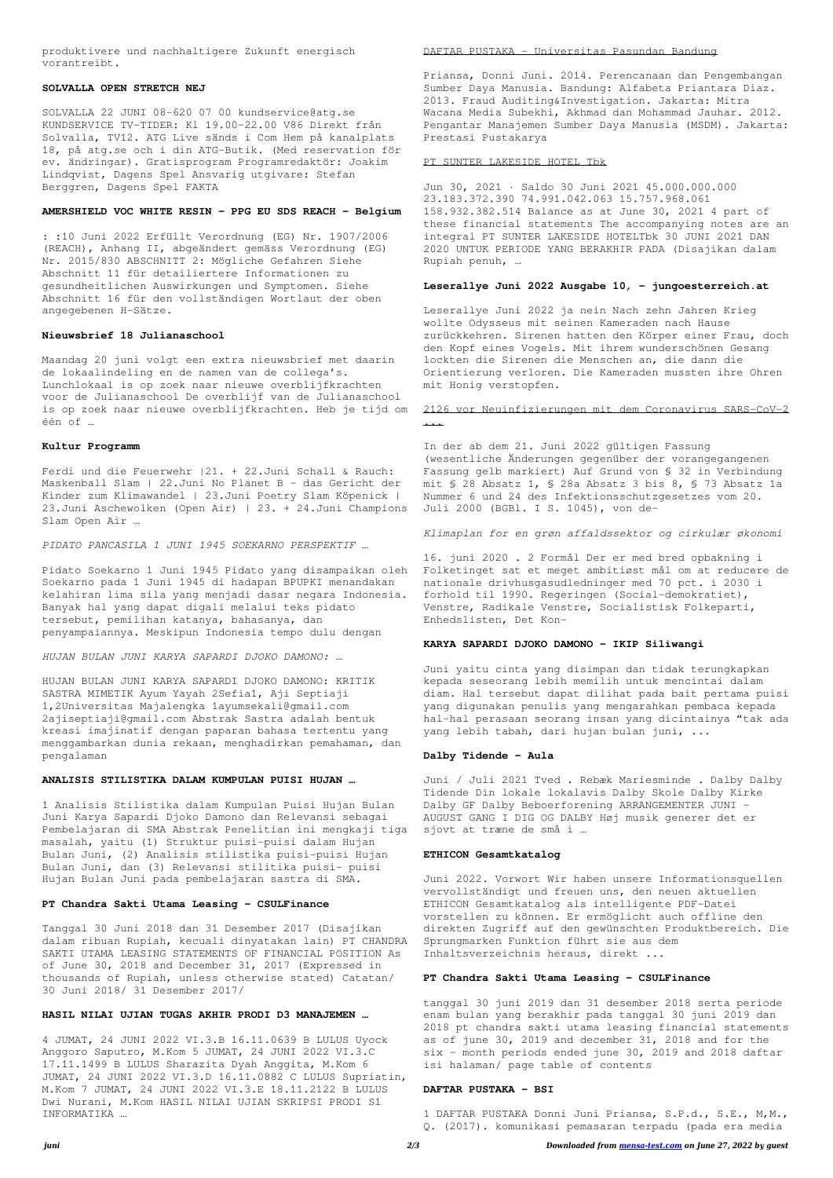produktivere und nachhaltigere Zukunft energisch vorantreibt.

### SOLVALLA OPEN STRETCH NEJ

SOLVALLA 22 JUNI 08-620 07 00 kundservice@atg.se KUNDSERVICE TV-TIDER: Kl 19.00-22.00 V86 Direkt från Solvalla, TV12. ATG Live sänds i Com Hem på kanalplats 18, på atg.se och i din ATG-Butik. (Med reservation för ev. ändringar). Gratisprogram Programredaktör: Joakim Lindqvist, Dagens Spel Ansvarig utgivare: Stefan Berggren, Dagens Spel FAKTA

### AMERSHIELD VOC WHITE RESIN - PPG EU SDS REACH - Belgium

: :10 Juni 2022 Erfüllt Verordnung (EG) Nr. 1907/2006 (REACH), Anhang II, abgeändert gemäss Verordnung (EG) Nr. 2015/830 ABSCHNITT 2: Mögliche Gefahren Siehe Abschnitt 11 für detailliertere Informationen zu gesundheitlichen Auswirkungen und Symptomen. Siehe Abschnitt 16 für den vollständigen Wortlaut der oben angegebenen H-Sätze.

### Nieuwsbrief 18 Julianaschool

Maandag 20 juni volgt een extra nieuwsbrief met daarin de lokaalindeling en de namen van de collega's. Lunchlokaal is op zoek naar nieuwe overblijfkrachten voor de Julianaschool De overblijf van de Julianaschool is op zoek naar nieuwe overblijfkrachten. Heb je tijd om één of …

### Kultur Programm

Ferdi und die Feuerwehr |21. + 22.Juni Schall & Rauch: Maskenball Slam | 22.Juni No Planet B - das Gericht der Kinder zum Klimawandel | 23.Juni Poetry Slam Köpenick | 23.Juni Aschewolken (Open Air) | 23. + 24.Juni Champions Slam Open Air …

*PIDATO PANCASILA 1 JUNI 1945 SOEKARNO PERSPEKTIF …*

Pidato Soekarno 1 Juni 1945 Pidato yang disampaikan oleh Soekarno pada 1 Juni 1945 di hadapan BPUPKI menandakan kelahiran lima sila yang menjadi dasar negara Indonesia. Banyak hal yang dapat digali melalui teks pidato tersebut, pemilihan katanya, bahasanya, dan penyampaiannya. Meskipun Indonesia tempo dulu dengan

*HUJAN BULAN JUNI KARYA SAPARDI DJOKO DAMONO: …*

HUJAN BULAN JUNI KARYA SAPARDI DJOKO DAMONO: KRITIK SASTRA MIMETIK Ayum Yayah 2Sefia1, Aji Septiaji 1,2Universitas Majalengka 1ayumsekali@gmail.com 2ajiseptiaji@gmail.com Abstrak Sastra adalah bentuk kreasi imajinatif dengan paparan bahasa tertentu yang menggambarkan dunia rekaan, menghadirkan pemahaman, dan pengalaman

### ANALISIS STILISTIKA DALAM KUMPULAN PUISI HUJAN …

1 Analisis Stilistika dalam Kumpulan Puisi Hujan Bulan Juni Karya Sapardi Djoko Damono dan Relevansi sebagai Pembelajaran di SMA Abstrak Penelitian ini mengkaji tiga masalah, yaitu (1) Struktur puisi-puisi dalam Hujan Bulan Juni, (2) Analisis stilistika puisi-puisi Hujan Bulan Juni, dan (3) Relevansi stilitika puisi- puisi Hujan Bulan Juni pada pembelajaran sastra di SMA.

### PT Chandra Sakti Utama Leasing - CSULFinance

Tanggal 30 Juni 2018 dan 31 Desember 2017 (Disajikan dalam ribuan Rupiah, kecuali dinyatakan lain) PT CHANDRA SAKTI UTAMA LEASING STATEMENTS OF FINANCIAL POSITION As of June 30, 2018 and December 31, 2017 (Expressed in thousands of Rupiah, unless otherwise stated) Catatan/ 30 Juni 2018/ 31 Desember 2017/

### HASIL NILAI UJIAN TUGAS AKHIR PRODI D3 MANAJEMEN …

4 JUMAT, 24 JUNI 2022 VI.3.B 16.11.0639 B LULUS Uyock Anggoro Saputro, M.Kom 5 JUMAT, 24 JUNI 2022 VI.3.C 17.11.1499 B LULUS Sharazita Dyah Anggita, M.Kom 6 JUMAT, 24 JUNI 2022 VI.3.D 16.11.0882 C LULUS Supriatin, M.Kom 7 JUMAT, 24 JUNI 2022 VI.3.E 18.11.2122 B LULUS Dwi Nurani, M.Kom HASIL NILAI UJIAN SKRIPSI PRODI S1 INFORMATIKA …

### DAFTAR PUSTAKA - Universitas Pasundan Bandung

Priansa, Donni Juni. 2014. Perencanaan dan Pengembangan Sumber Daya Manusia. Bandung: Alfabeta Priantara Diaz. 2013. Fraud Auditing&Investigation. Jakarta: Mitra Wacana Media Subekhi, Akhmad dan Mohammad Jauhar. 2012. Pengantar Manajemen Sumber Daya Manusia (MSDM). Jakarta: Prestasi Pustakarya

### PT SUNTER LAKESIDE HOTEL Tbk

Jun 30, 2021 · Saldo 30 Juni 2021 45.000.000.000 23.183.372.390 74.991.042.063 15.757.968.061 158.932.382.514 Balance as at June 30, 2021 4 part of these financial statements The accompanying notes are an integral PT SUNTER LAKESIDE HOTELTbk 30 JUNI 2021 DAN 2020 UNTUK PERIODE YANG BERAKHIR PADA (Disajikan dalam Rupiah penuh, …

### Leserallye Juni 2022 Ausgabe 10, - jungoesterreich.at

Leserallye Juni 2022 ja nein Nach zehn Jahren Krieg wollte Odysseus mit seinen Kameraden nach Hause zurückkehren. Sirenen hatten den Körper einer Frau, doch den Kopf eines Vogels. Mit ihrem wunderschönen Gesang lockten die Sirenen die Menschen an, die dann die Orientierung verloren. Die Kameraden mussten ihre Ohren mit Honig verstopfen.

### 2126 vor Neuinfizierungen mit dem Coronavirus SARS-CoV-2 …

In der ab dem 21. Juni 2022 gültigen Fassung (wesentliche Änderungen gegenüber der vorangegangenen Fassung gelb markiert) Auf Grund von § 32 in Verbindung mit § 28 Absatz 1, § 28a Absatz 3 bis 8, § 73 Absatz 1a Nummer 6 und 24 des Infektionsschutzgesetzes vom 20. Juli 2000 (BGBl. I S. 1045), von de-

*Klimaplan for en grøn affaldssektor og cirkulær økonomi*

16. juni 2020 . 2 Formål Der er med bred opbakning i Folketinget sat et meget ambitiøst mål om at reducere de nationale drivhusgasudledninger med 70 pct. i 2030 i forhold til 1990. Regeringen (Social-demokratiet), Venstre, Radikale Venstre, Socialistisk Folkeparti, Enhedslisten, Det Kon-

### KARYA SAPARDI DJOKO DAMONO - IKIP Siliwangi

Juni yaitu cinta yang disimpan dan tidak terungkapkan kepada seseorang lebih memilih untuk mencintai dalam diam. Hal tersebut dapat dilihat pada bait pertama puisi yang digunakan penulis yang mengarahkan pembaca kepada hal-hal perasaan seorang insan yang dicintainya "tak ada yang lebih tabah, dari hujan bulan juni, ...

### Dalby Tidende - Aula

Juni / Juli 2021 Tved . Rebæk Mariesminde . Dalby Dalby Tidende Din lokale lokalavis Dalby Skole Dalby Kirke Dalby GF Dalby Beboerforening ARRANGEMENTER JUNI - AUGUST GANG I DIG OG DALBY Høj musik generer det er sjovt at træne de små i …

### ETHICON Gesamtkatalog

Juni 2022. Vorwort Wir haben unsere Informationsquellen vervollständigt und freuen uns, den neuen aktuellen ETHICON Gesamtkatalog als intelligente PDF-Datei vorstellen zu können. Er ermöglicht auch offline den direkten Zugriff auf den gewünschten Produktbereich. Die Sprungmarken Funktion führt sie aus dem Inhaltsverzeichnis heraus, direkt ...

### PT Chandra Sakti Utama Leasing - CSULFinance

tanggal 30 juni 2019 dan 31 desember 2018 serta periode enam bulan yang berakhir pada tanggal 30 juni 2019 dan 2018 pt chandra sakti utama leasing financial statements as of june 30, 2019 and december 31, 2018 and for the six - month periods ended june 30, 2019 and 2018 daftar isi halaman/ page table of contents

### DAFTAR PUSTAKA - BSI

1 DAFTAR PUSTAKA Donni Juni Priansa, S.P.d., S.E., M,M., Q. (2017). komunikasi pemasaran terpadu (pada era media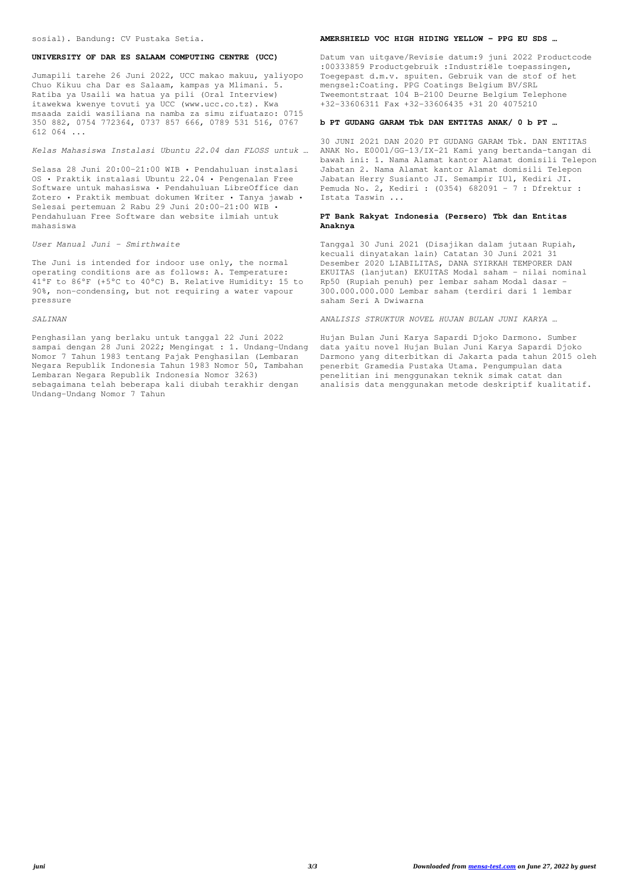sosial). Bandung: CV Pustaka Setia.

**UNIVERSITY OF DAR ES SALAAM COMPUTING CENTRE (UCC)**

Jumapili tarehe 26 Juni 2022, UCC makao makuu, yaliyopo Chuo Kikuu cha Dar es Salaam, kampas ya Mlimani. 5. Ratiba ya Usaili wa hatua ya pili (Oral Interview) itawekwa kwenye tovuti ya UCC (www.ucc.co.tz). Kwa msaada zaidi wasiliana na namba za simu zifuatazo: 0715 350 882, 0754 772364, 0737 857 666, 0789 531 516, 0767 612 064 ...

*Kelas Mahasiswa Instalasi Ubuntu 22.04 dan FLOSS untuk …*

Selasa 28 Juni 20:00-21:00 WIB • Pendahuluan instalasi OS • Praktik instalasi Ubuntu 22.04 • Pengenalan Free Software untuk mahasiswa • Pendahuluan LibreOffice dan Zotero • Praktik membuat dokumen Writer • Tanya jawab • Selesai pertemuan 2 Rabu 29 Juni 20:00-21:00 WIB • Pendahuluan Free Software dan website ilmiah untuk mahasiswa

*User Manual Juni - Smirthwaite*

The Juni is intended for indoor use only, the normal operating conditions are as follows: A. Temperature: 41°F to 86°F (+5°C to 40°C) B. Relative Humidity: 15 to 90%, non-condensing, but not requiring a water vapour pressure

*SALINAN*

Penghasilan yang berlaku untuk tanggal 22 Juni 2022 sampai dengan 28 Juni 2022; Mengingat : 1. Undang-Undang Nomor 7 Tahun 1983 tentang Pajak Penghasilan (Lembaran Negara Republik Indonesia Tahun 1983 Nomor 50, Tambahan Lembaran Negara Republik Indonesia Nomor 3263) sebagaimana telah beberapa kali diubah terakhir dengan Undang-Undang Nomor 7 Tahun

**AMERSHIELD VOC HIGH HIDING YELLOW - PPG EU SDS …**

Datum van uitgave/Revisie datum:9 juni 2022 Productcode :00333859 Productgebruik :Industriële toepassingen, Toegepast d.m.v. spuiten. Gebruik van de stof of het mengsel:Coating. PPG Coatings Belgium BV/SRL Tweemontstraat 104 B-2100 Deurne Belgium Telephone +32-33606311 Fax +32-33606435 +31 20 4075210

**b PT GUDANG GARAM Tbk DAN ENTITAS ANAK/ 0 b PT …**

30 JUNI 2021 DAN 2020 PT GUDANG GARAM Tbk. DAN ENTITAS ANAK No. E0001/GG-13/IX-21 Kami yang bertanda-tangan di bawah ini: 1. Nama Alamat kantor Alamat domisili Telepon Jabatan 2. Nama Alamat kantor Alamat domisili Telepon Jabatan Herry Susianto JI. Semampir IUl, Kediri JI. Pemuda No. 2, Kediri : (0354) 682091 - 7 : Dfrektur : Istata Taswin ...

**PT Bank Rakyat Indonesia (Persero) Tbk dan Entitas Anaknya**

Tanggal 30 Juni 2021 (Disajikan dalam jutaan Rupiah, kecuali dinyatakan lain) Catatan 30 Juni 2021 31 Desember 2020 LIABILITAS, DANA SYIRKAH TEMPORER DAN EKUITAS (lanjutan) EKUITAS Modal saham - nilai nominal Rp50 (Rupiah penuh) per lembar saham Modal dasar - 300.000.000.000 Lembar saham (terdiri dari 1 lembar saham Seri A Dwiwarna

*ANALISIS STRUKTUR NOVEL HUJAN BULAN JUNI KARYA …*

Hujan Bulan Juni Karya Sapardi Djoko Darmono. Sumber data yaitu novel Hujan Bulan Juni Karya Sapardi Djoko Darmono yang diterbitkan di Jakarta pada tahun 2015 oleh penerbit Gramedia Pustaka Utama. Pengumpulan data penelitian ini menggunakan teknik simak catat dan analisis data menggunakan metode deskriptif kualitatif.